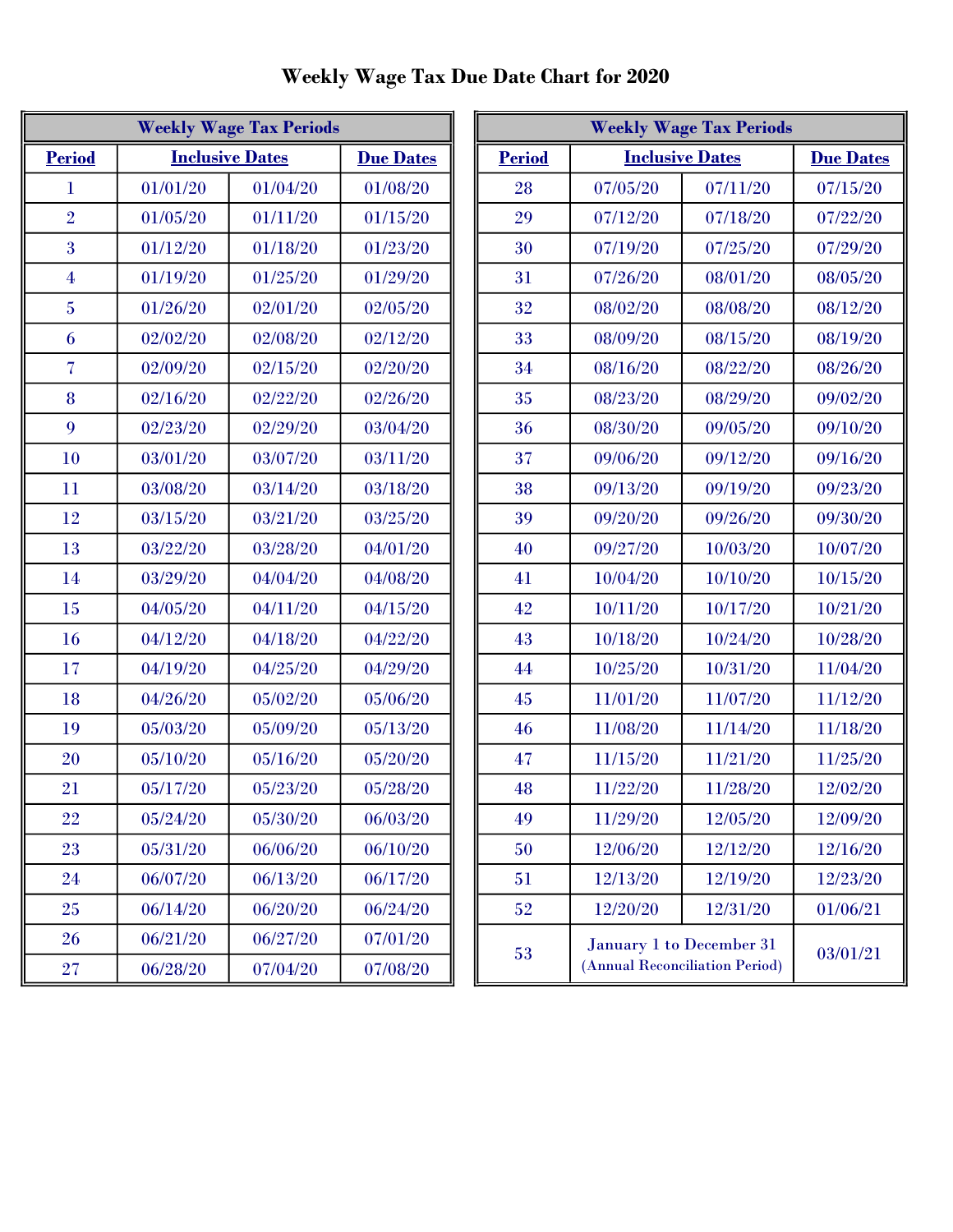# Weekly Wage Tax Due Date Chart for 2020

| Weekly Wage Tax Periods | | | |
|---|---|---|---|
| **Period** | **Inclusive Dates** | | **Due Dates** |
| 1 | 01/01/20 | 01/04/20 | 01/08/20 |
| 2 | 01/05/20 | 01/11/20 | 01/15/20 |
| 3 | 01/12/20 | 01/18/20 | 01/23/20 |
| 4 | 01/19/20 | 01/25/20 | 01/29/20 |
| 5 | 01/26/20 | 02/01/20 | 02/05/20 |
| 6 | 02/02/20 | 02/08/20 | 02/12/20 |
| 7 | 02/09/20 | 02/15/20 | 02/20/20 |
| 8 | 02/16/20 | 02/22/20 | 02/26/20 |
| 9 | 02/23/20 | 02/29/20 | 03/04/20 |
| 10 | 03/01/20 | 03/07/20 | 03/11/20 |
| 11 | 03/08/20 | 03/14/20 | 03/18/20 |
| 12 | 03/15/20 | 03/21/20 | 03/25/20 |
| 13 | 03/22/20 | 03/28/20 | 04/01/20 |
| 14 | 03/29/20 | 04/04/20 | 04/08/20 |
| 15 | 04/05/20 | 04/11/20 | 04/15/20 |
| 16 | 04/12/20 | 04/18/20 | 04/22/20 |
| 17 | 04/19/20 | 04/25/20 | 04/29/20 |
| 18 | 04/26/20 | 05/02/20 | 05/06/20 |
| 19 | 05/03/20 | 05/09/20 | 05/13/20 |
| 20 | 05/10/20 | 05/16/20 | 05/20/20 |
| 21 | 05/17/20 | 05/23/20 | 05/28/20 |
| 22 | 05/24/20 | 05/30/20 | 06/03/20 |
| 23 | 05/31/20 | 06/06/20 | 06/10/20 |
| 24 | 06/07/20 | 06/13/20 | 06/17/20 |
| 25 | 06/14/20 | 06/20/20 | 06/24/20 |
| 26 | 06/21/20 | 06/27/20 | 07/01/20 |
| 27 | 06/28/20 | 07/04/20 | 07/08/20 |
| 28 | 07/05/20 | 07/11/20 | 07/15/20 |
| 29 | 07/12/20 | 07/18/20 | 07/22/20 |
| 30 | 07/19/20 | 07/25/20 | 07/29/20 |
| 31 | 07/26/20 | 08/01/20 | 08/05/20 |
| 32 | 08/02/20 | 08/08/20 | 08/12/20 |
| 33 | 08/09/20 | 08/15/20 | 08/19/20 |
| 34 | 08/16/20 | 08/22/20 | 08/26/20 |
| 35 | 08/23/20 | 08/29/20 | 09/02/20 |
| 36 | 08/30/20 | 09/05/20 | 09/10/20 |
| 37 | 09/06/20 | 09/12/20 | 09/16/20 |
| 38 | 09/13/20 | 09/19/20 | 09/23/20 |
| 39 | 09/20/20 | 09/26/20 | 09/30/20 |
| 40 | 09/27/20 | 10/03/20 | 10/07/20 |
| 41 | 10/04/20 | 10/10/20 | 10/15/20 |
| 42 | 10/11/20 | 10/17/20 | 10/21/20 |
| 43 | 10/18/20 | 10/24/20 | 10/28/20 |
| 44 | 10/25/20 | 10/31/20 | 11/04/20 |
| 45 | 11/01/20 | 11/07/20 | 11/12/20 |
| 46 | 11/08/20 | 11/14/20 | 11/18/20 |
| 47 | 11/15/20 | 11/21/20 | 11/25/20 |
| 48 | 11/22/20 | 11/28/20 | 12/02/20 |
| 49 | 11/29/20 | 12/05/20 | 12/09/20 |
| 50 | 12/06/20 | 12/12/20 | 12/16/20 |
| 51 | 12/13/20 | 12/19/20 | 12/23/20 |
| 52 | 12/20/20 | 12/31/20 | 01/06/21 |
| 53 | January 1 to December 31 (Annual Reconciliation Period) | | 03/01/21 |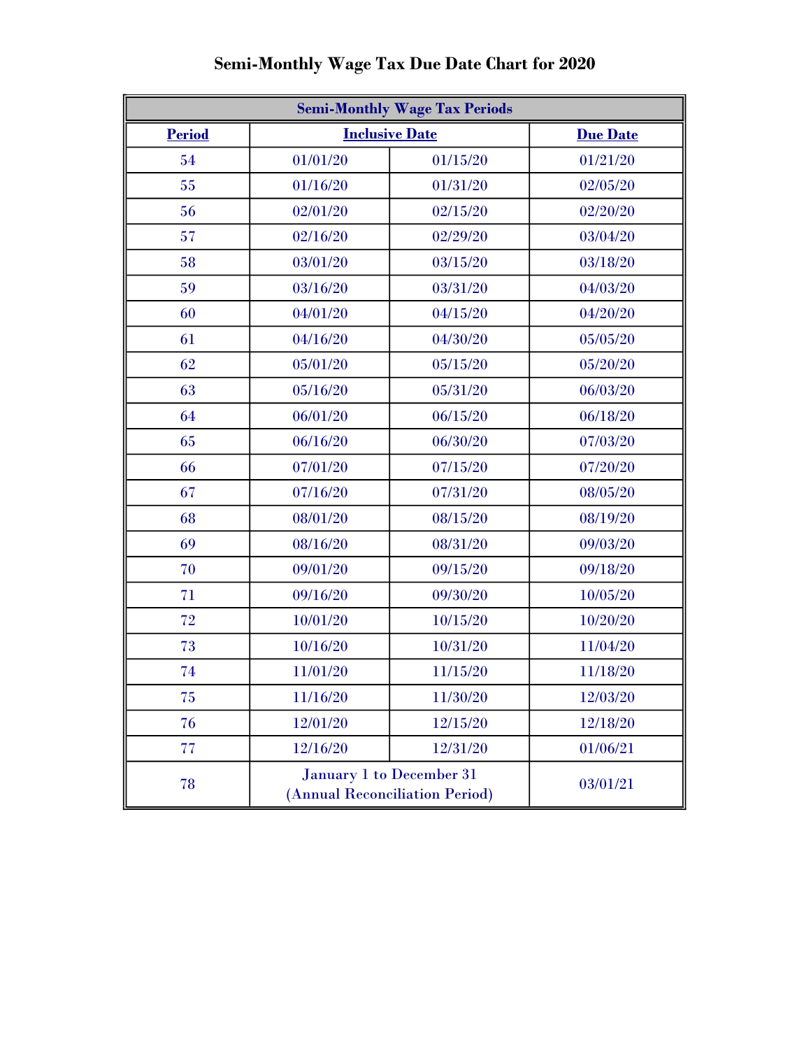# Semi-Monthly Wage Tax Due Date Chart for 2020

| Semi-Monthly Wage Tax Periods | | | |
|---|---|---|---|
| **Period** | **Inclusive Date** | | **Due Date** |
| 54 | 01/01/20 | 01/15/20 | 01/21/20 |
| 55 | 01/16/20 | 01/31/20 | 02/05/20 |
| 56 | 02/01/20 | 02/15/20 | 02/20/20 |
| 57 | 02/16/20 | 02/29/20 | 03/04/20 |
| 58 | 03/01/20 | 03/15/20 | 03/18/20 |
| 59 | 03/16/20 | 03/31/20 | 04/03/20 |
| 60 | 04/01/20 | 04/15/20 | 04/20/20 |
| 61 | 04/16/20 | 04/30/20 | 05/05/20 |
| 62 | 05/01/20 | 05/15/20 | 05/20/20 |
| 63 | 05/16/20 | 05/31/20 | 06/03/20 |
| 64 | 06/01/20 | 06/15/20 | 06/18/20 |
| 65 | 06/16/20 | 06/30/20 | 07/03/20 |
| 66 | 07/01/20 | 07/15/20 | 07/20/20 |
| 67 | 07/16/20 | 07/31/20 | 08/05/20 |
| 68 | 08/01/20 | 08/15/20 | 08/19/20 |
| 69 | 08/16/20 | 08/31/20 | 09/03/20 |
| 70 | 09/01/20 | 09/15/20 | 09/18/20 |
| 71 | 09/16/20 | 09/30/20 | 10/05/20 |
| 72 | 10/01/20 | 10/15/20 | 10/20/20 |
| 73 | 10/16/20 | 10/31/20 | 11/04/20 |
| 74 | 11/01/20 | 11/15/20 | 11/18/20 |
| 75 | 11/16/20 | 11/30/20 | 12/03/20 |
| 76 | 12/01/20 | 12/15/20 | 12/18/20 |
| 77 | 12/16/20 | 12/31/20 | 01/06/21 |
| 78 | January 1 to December 31 (Annual Reconciliation Period) | | 03/01/21 |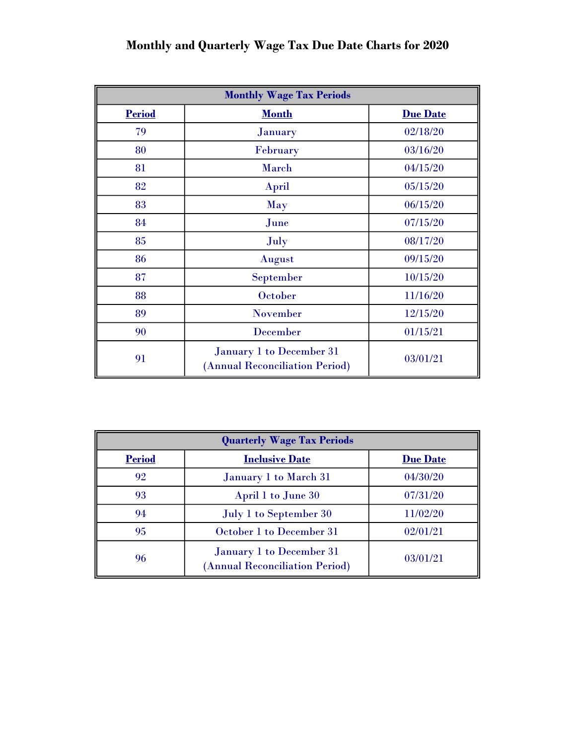# Monthly and Quarterly Wage Tax Due Date Charts for 2020

| Monthly Wage Tax Periods | | |
|---|---|---|
| **Period** | **Month** | **Due Date** |
| 79 | January | 02/18/20 |
| 80 | February | 03/16/20 |
| 81 | March | 04/15/20 |
| 82 | April | 05/15/20 |
| 83 | May | 06/15/20 |
| 84 | June | 07/15/20 |
| 85 | July | 08/17/20 |
| 86 | August | 09/15/20 |
| 87 | September | 10/15/20 |
| 88 | October | 11/16/20 |
| 89 | November | 12/15/20 |
| 90 | December | 01/15/21 |
| 91 | January 1 to December 31 (Annual Reconciliation Period) | 03/01/21 |

| Quarterly Wage Tax Periods | | |
|---|---|---|
| **Period** | **Inclusive Date** | **Due Date** |
| 92 | January 1 to March 31 | 04/30/20 |
| 93 | April 1 to June 30 | 07/31/20 |
| 94 | July 1 to September 30 | 11/02/20 |
| 95 | October 1 to December 31 | 02/01/21 |
| 96 | January 1 to December 31 (Annual Reconciliation Period) | 03/01/21 |